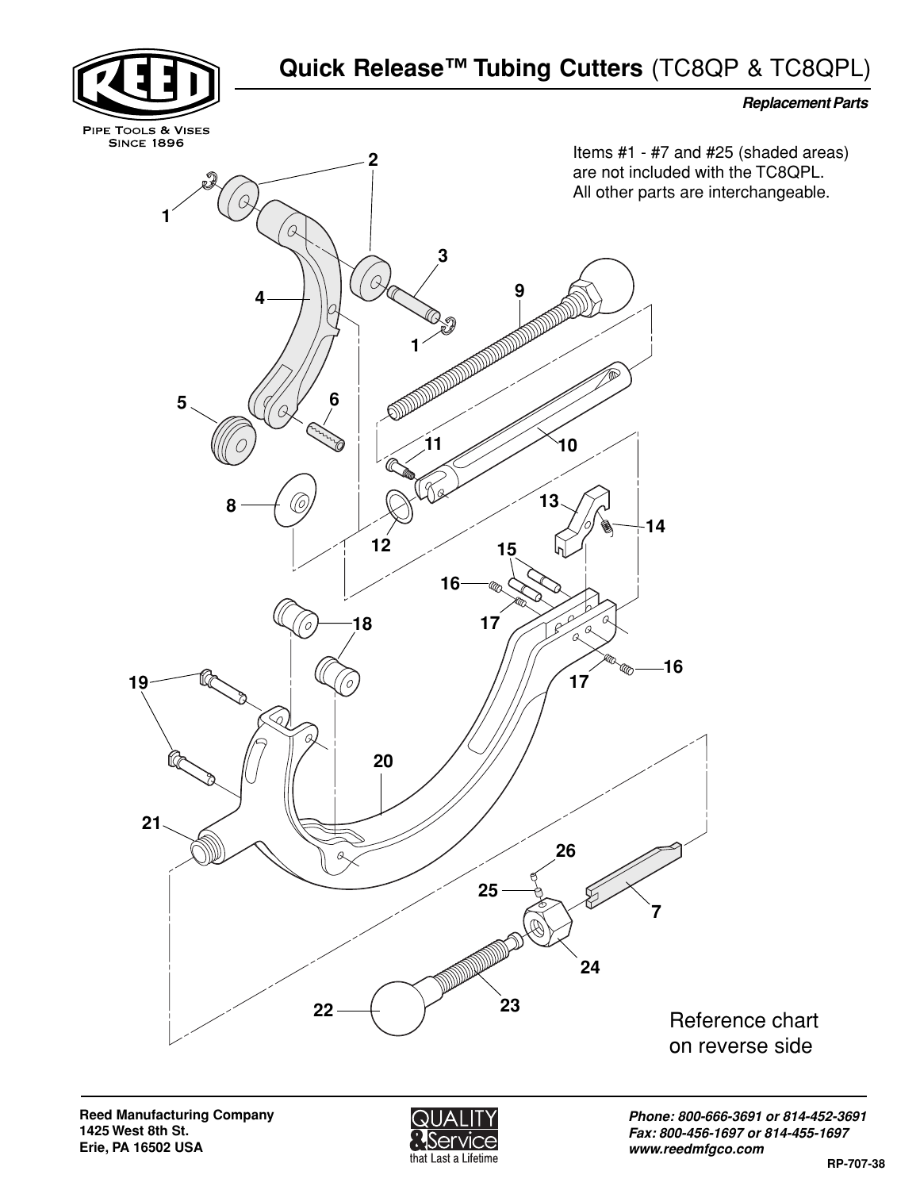# Quick Release™ Tubing Cutters (TC8QP & TC8QPL)

***Replacement Parts***

PIPE TOOLS & VISES
SINCE 1896

Items #1 - #7 and #25 (shaded areas) are not included with the TC8QPL. All other parts are interchangeable.

Reference chart on reverse side

**Reed Manufacturing Company**
**1425 West 8th St.**
**Erie, PA 16502 USA**

QUALITY & Service that Last a Lifetime

***Phone: 800-666-3691 or 814-452-3691***
***Fax: 800-456-1697 or 814-455-1697***
***www.reedmfgco.com***

**RP-707-38**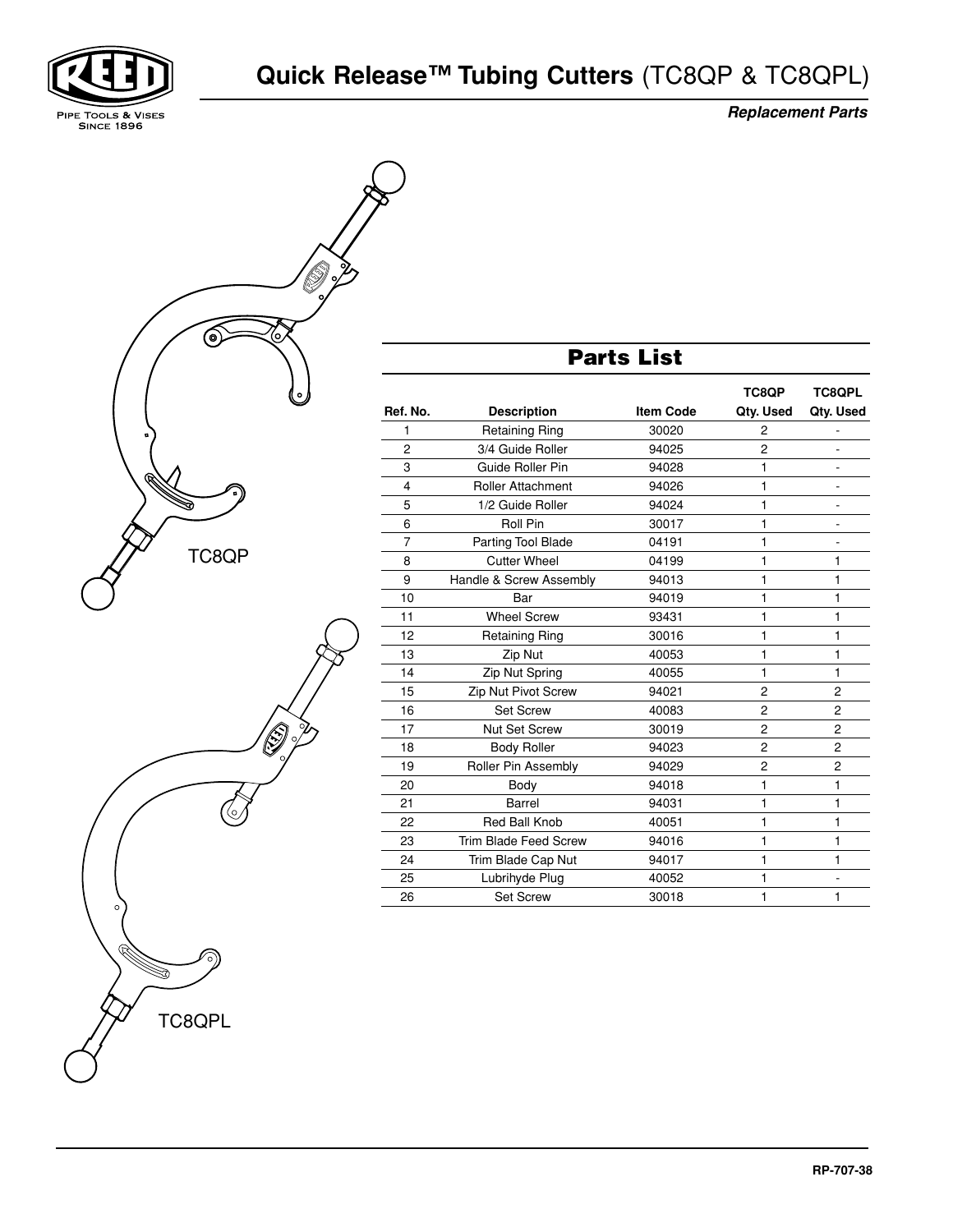# Quick Release™ Tubing Cutters (TC8QP & TC8QPL)

***Replacement Parts***

TC8QP

TC8QPL

## Parts List

| Ref. No. | Description | Item Code | TC8QP Qty. Used | TC8QPL Qty. Used |
|---|---|---|---|---|
| 1 | Retaining Ring | 30020 | 2 | - |
| 2 | 3/4 Guide Roller | 94025 | 2 | - |
| 3 | Guide Roller Pin | 94028 | 1 | - |
| 4 | Roller Attachment | 94026 | 1 | - |
| 5 | 1/2 Guide Roller | 94024 | 1 | - |
| 6 | Roll Pin | 30017 | 1 | - |
| 7 | Parting Tool Blade | 04191 | 1 | - |
| 8 | Cutter Wheel | 04199 | 1 | 1 |
| 9 | Handle & Screw Assembly | 94013 | 1 | 1 |
| 10 | Bar | 94019 | 1 | 1 |
| 11 | Wheel Screw | 93431 | 1 | 1 |
| 12 | Retaining Ring | 30016 | 1 | 1 |
| 13 | Zip Nut | 40053 | 1 | 1 |
| 14 | Zip Nut Spring | 40055 | 1 | 1 |
| 15 | Zip Nut Pivot Screw | 94021 | 2 | 2 |
| 16 | Set Screw | 40083 | 2 | 2 |
| 17 | Nut Set Screw | 30019 | 2 | 2 |
| 18 | Body Roller | 94023 | 2 | 2 |
| 19 | Roller Pin Assembly | 94029 | 2 | 2 |
| 20 | Body | 94018 | 1 | 1 |
| 21 | Barrel | 94031 | 1 | 1 |
| 22 | Red Ball Knob | 40051 | 1 | 1 |
| 23 | Trim Blade Feed Screw | 94016 | 1 | 1 |
| 24 | Trim Blade Cap Nut | 94017 | 1 | 1 |
| 25 | Lubrihyde Plug | 40052 | 1 | - |
| 26 | Set Screw | 30018 | 1 | 1 |

RP-707-38